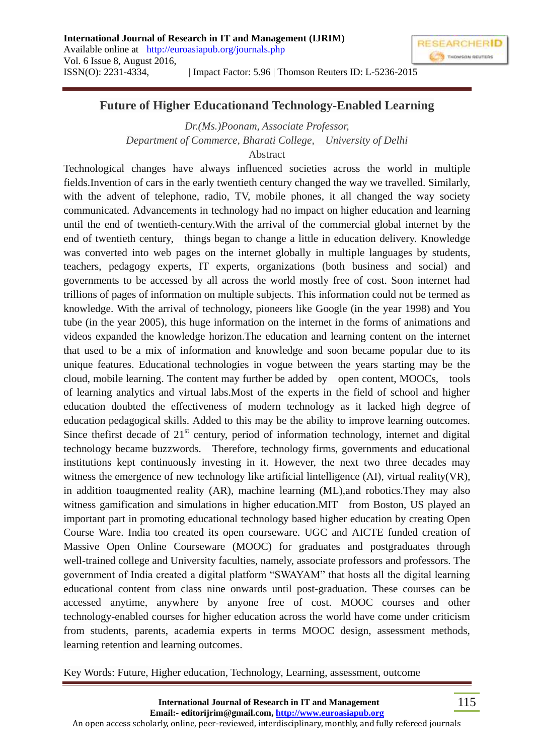# Future of Higher Educationand Technology-Enabled Learning

*Dr.(Ms.)Poonam, Associate Professor,*
*Department of Commerce, Bharati College, University of Delhi*

Abstract

Technological changes have always influenced societies across the world in multiple fields.Invention of cars in the early twentieth century changed the way we travelled. Similarly, with the advent of telephone, radio, TV, mobile phones, it all changed the way society communicated. Advancements in technology had no impact on higher education and learning until the end of twentieth-century.With the arrival of the commercial global internet by the end of twentieth century, things began to change a little in education delivery. Knowledge was converted into web pages on the internet globally in multiple languages by students, teachers, pedagogy experts, IT experts, organizations (both business and social) and governments to be accessed by all across the world mostly free of cost. Soon internet had trillions of pages of information on multiple subjects. This information could not be termed as knowledge. With the arrival of technology, pioneers like Google (in the year 1998) and You tube (in the year 2005), this huge information on the internet in the forms of animations and videos expanded the knowledge horizon.The education and learning content on the internet that used to be a mix of information and knowledge and soon became popular due to its unique features. Educational technologies in vogue between the years starting may be the cloud, mobile learning. The content may further be added by open content, MOOCs, tools of learning analytics and virtual labs.Most of the experts in the field of school and higher education doubted the effectiveness of modern technology as it lacked high degree of education pedagogical skills. Added to this may be the ability to improve learning outcomes. Since thefirst decade of 21st century, period of information technology, internet and digital technology became buzzwords. Therefore, technology firms, governments and educational institutions kept continuously investing in it. However, the next two three decades may witness the emergence of new technology like artificial lintelligence (AI), virtual reality(VR), in addition toaugmented reality (AR), machine learning (ML),and robotics.They may also witness gamification and simulations in higher education.MIT from Boston, US played an important part in promoting educational technology based higher education by creating Open Course Ware. India too created its open courseware. UGC and AICTE funded creation of Massive Open Online Courseware (MOOC) for graduates and postgraduates through well-trained college and University faculties, namely, associate professors and professors. The government of India created a digital platform "SWAYAM" that hosts all the digital learning educational content from class nine onwards until post-graduation. These courses can be accessed anytime, anywhere by anyone free of cost. MOOC courses and other technology-enabled courses for higher education across the world have come under criticism from students, parents, academia experts in terms MOOC design, assessment methods, learning retention and learning outcomes.

Key Words: Future, Higher education, Technology, Learning, assessment, outcome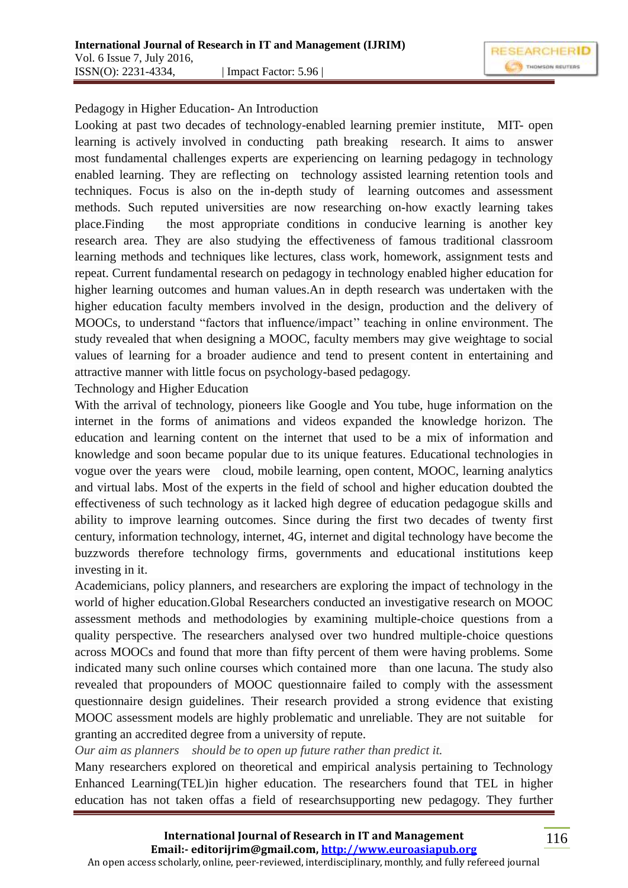Pedagogy in Higher Education- An Introduction

Looking at past two decades of technology-enabled learning premier institute, MIT- open learning is actively involved in conducting path breaking research. It aims to answer most fundamental challenges experts are experiencing on learning pedagogy in technology enabled learning. They are reflecting on technology assisted learning retention tools and techniques. Focus is also on the in-depth study of learning outcomes and assessment methods. Such reputed universities are now researching on-how exactly learning takes place.Finding the most appropriate conditions in conducive learning is another key research area. They are also studying the effectiveness of famous traditional classroom learning methods and techniques like lectures, class work, homework, assignment tests and repeat. Current fundamental research on pedagogy in technology enabled higher education for higher learning outcomes and human values.An in depth research was undertaken with the higher education faculty members involved in the design, production and the delivery of MOOCs, to understand "factors that influence/impact" teaching in online environment. The study revealed that when designing a MOOC, faculty members may give weightage to social values of learning for a broader audience and tend to present content in entertaining and attractive manner with little focus on psychology-based pedagogy.

Technology and Higher Education

With the arrival of technology, pioneers like Google and You tube, huge information on the internet in the forms of animations and videos expanded the knowledge horizon. The education and learning content on the internet that used to be a mix of information and knowledge and soon became popular due to its unique features. Educational technologies in vogue over the years were cloud, mobile learning, open content, MOOC, learning analytics and virtual labs. Most of the experts in the field of school and higher education doubted the effectiveness of such technology as it lacked high degree of education pedagogue skills and ability to improve learning outcomes. Since during the first two decades of twenty first century, information technology, internet, 4G, internet and digital technology have become the buzzwords therefore technology firms, governments and educational institutions keep investing in it.

Academicians, policy planners, and researchers are exploring the impact of technology in the world of higher education.Global Researchers conducted an investigative research on MOOC assessment methods and methodologies by examining multiple-choice questions from a quality perspective. The researchers analysed over two hundred multiple-choice questions across MOOCs and found that more than fifty percent of them were having problems. Some indicated many such online courses which contained more than one lacuna. The study also revealed that propounders of MOOC questionnaire failed to comply with the assessment questionnaire design guidelines. Their research provided a strong evidence that existing MOOC assessment models are highly problematic and unreliable. They are not suitable for granting an accredited degree from a university of repute.

*Our aim as planners should be to open up future rather than predict it.*

Many researchers explored on theoretical and empirical analysis pertaining to Technology Enhanced Learning(TEL)in higher education. The researchers found that TEL in higher education has not taken offas a field of researchsupporting new pedagogy. They further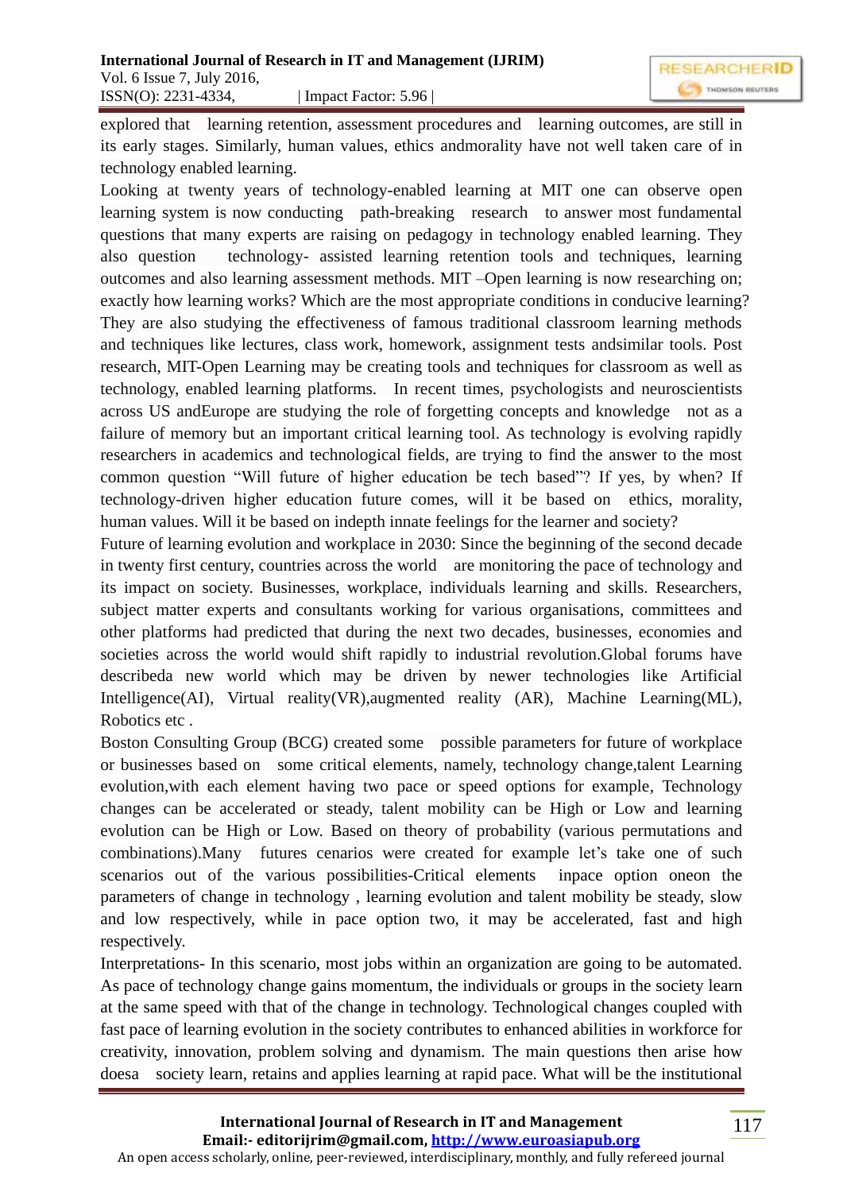explored that learning retention, assessment procedures and learning outcomes, are still in its early stages. Similarly, human values, ethics andmorality have not well taken care of in technology enabled learning.

Looking at twenty years of technology-enabled learning at MIT one can observe open learning system is now conducting path-breaking research to answer most fundamental questions that many experts are raising on pedagogy in technology enabled learning. They also question technology- assisted learning retention tools and techniques, learning outcomes and also learning assessment methods. MIT –Open learning is now researching on; exactly how learning works? Which are the most appropriate conditions in conducive learning? They are also studying the effectiveness of famous traditional classroom learning methods and techniques like lectures, class work, homework, assignment tests andsimilar tools. Post research, MIT-Open Learning may be creating tools and techniques for classroom as well as technology, enabled learning platforms. In recent times, psychologists and neuroscientists across US andEurope are studying the role of forgetting concepts and knowledge not as a failure of memory but an important critical learning tool. As technology is evolving rapidly researchers in academics and technological fields, are trying to find the answer to the most common question "Will future of higher education be tech based"? If yes, by when? If technology-driven higher education future comes, will it be based on ethics, morality, human values. Will it be based on indepth innate feelings for the learner and society?

Future of learning evolution and workplace in 2030: Since the beginning of the second decade in twenty first century, countries across the world are monitoring the pace of technology and its impact on society. Businesses, workplace, individuals learning and skills. Researchers, subject matter experts and consultants working for various organisations, committees and other platforms had predicted that during the next two decades, businesses, economies and societies across the world would shift rapidly to industrial revolution.Global forums have describeda new world which may be driven by newer technologies like Artificial Intelligence(AI), Virtual reality(VR),augmented reality (AR), Machine Learning(ML), Robotics etc .

Boston Consulting Group (BCG) created some possible parameters for future of workplace or businesses based on some critical elements, namely, technology change,talent Learning evolution,with each element having two pace or speed options for example, Technology changes can be accelerated or steady, talent mobility can be High or Low and learning evolution can be High or Low. Based on theory of probability (various permutations and combinations).Many futures cenarios were created for example let's take one of such scenarios out of the various possibilities-Critical elements inpace option oneon the parameters of change in technology , learning evolution and talent mobility be steady, slow and low respectively, while in pace option two, it may be accelerated, fast and high respectively.

Interpretations- In this scenario, most jobs within an organization are going to be automated. As pace of technology change gains momentum, the individuals or groups in the society learn at the same speed with that of the change in technology. Technological changes coupled with fast pace of learning evolution in the society contributes to enhanced abilities in workforce for creativity, innovation, problem solving and dynamism. The main questions then arise how doesa society learn, retains and applies learning at rapid pace. What will be the institutional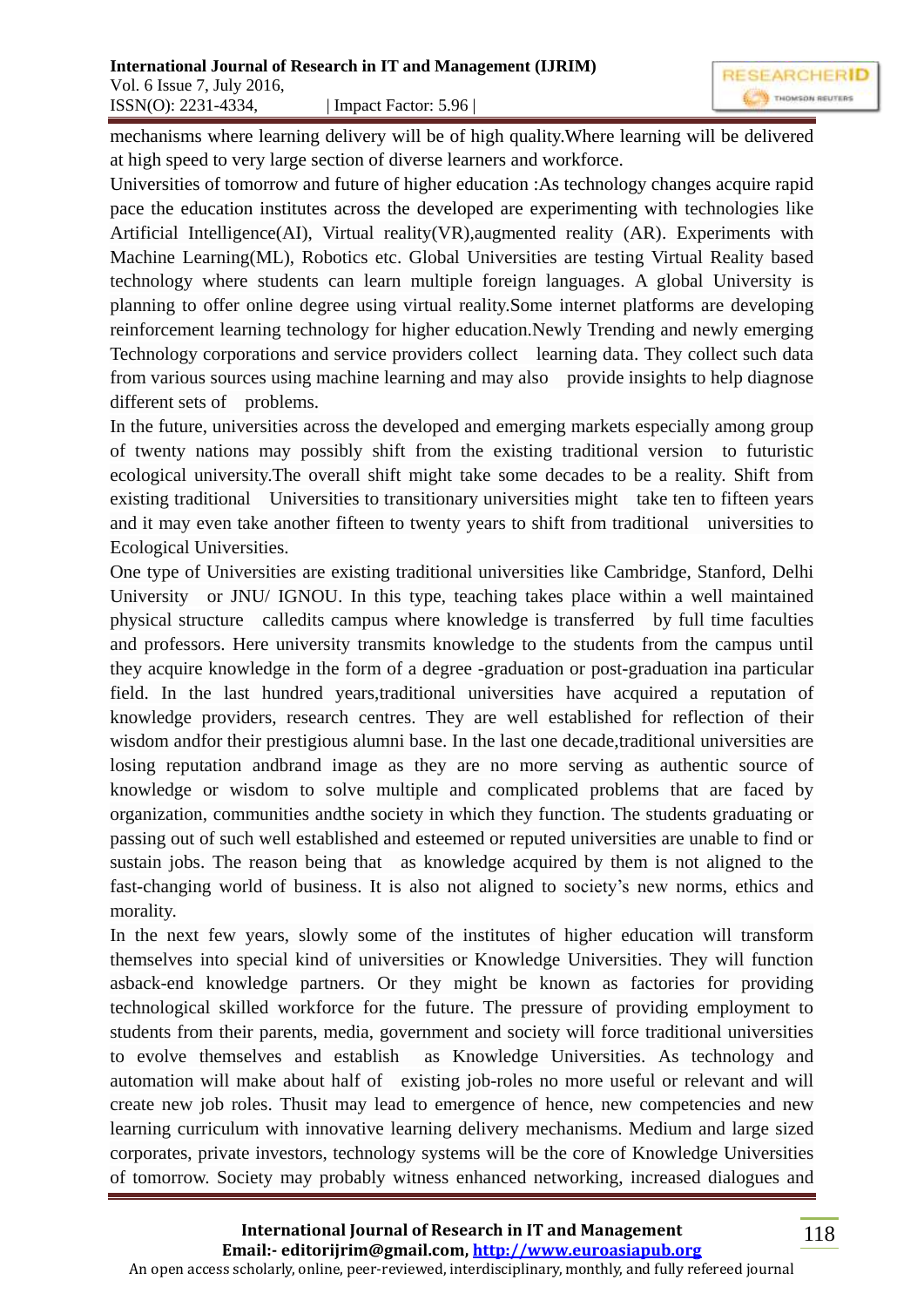mechanisms where learning delivery will be of high quality.Where learning will be delivered at high speed to very large section of diverse learners and workforce.

Universities of tomorrow and future of higher education :As technology changes acquire rapid pace the education institutes across the developed are experimenting with technologies like Artificial Intelligence(AI), Virtual reality(VR),augmented reality (AR). Experiments with Machine Learning(ML), Robotics etc. Global Universities are testing Virtual Reality based technology where students can learn multiple foreign languages. A global University is planning to offer online degree using virtual reality.Some internet platforms are developing reinforcement learning technology for higher education.Newly Trending and newly emerging Technology corporations and service providers collect learning data. They collect such data from various sources using machine learning and may also provide insights to help diagnose different sets of problems.

In the future, universities across the developed and emerging markets especially among group of twenty nations may possibly shift from the existing traditional version to futuristic ecological university.The overall shift might take some decades to be a reality. Shift from existing traditional Universities to transitionary universities might take ten to fifteen years and it may even take another fifteen to twenty years to shift from traditional universities to Ecological Universities.

One type of Universities are existing traditional universities like Cambridge, Stanford, Delhi University or JNU/ IGNOU. In this type, teaching takes place within a well maintained physical structure calledits campus where knowledge is transferred by full time faculties and professors. Here university transmits knowledge to the students from the campus until they acquire knowledge in the form of a degree -graduation or post-graduation ina particular field. In the last hundred years,traditional universities have acquired a reputation of knowledge providers, research centres. They are well established for reflection of their wisdom andfor their prestigious alumni base. In the last one decade,traditional universities are losing reputation andbrand image as they are no more serving as authentic source of knowledge or wisdom to solve multiple and complicated problems that are faced by organization, communities andthe society in which they function. The students graduating or passing out of such well established and esteemed or reputed universities are unable to find or sustain jobs. The reason being that as knowledge acquired by them is not aligned to the fast-changing world of business. It is also not aligned to society's new norms, ethics and morality.

In the next few years, slowly some of the institutes of higher education will transform themselves into special kind of universities or Knowledge Universities. They will function asback-end knowledge partners. Or they might be known as factories for providing technological skilled workforce for the future. The pressure of providing employment to students from their parents, media, government and society will force traditional universities to evolve themselves and establish as Knowledge Universities. As technology and automation will make about half of existing job-roles no more useful or relevant and will create new job roles. Thusit may lead to emergence of hence, new competencies and new learning curriculum with innovative learning delivery mechanisms. Medium and large sized corporates, private investors, technology systems will be the core of Knowledge Universities of tomorrow. Society may probably witness enhanced networking, increased dialogues and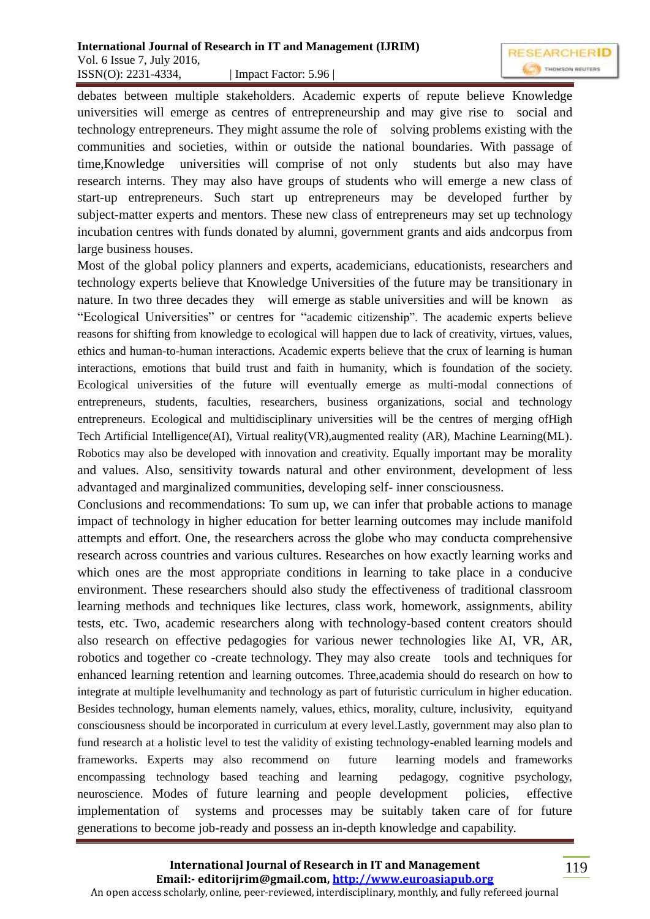debates between multiple stakeholders. Academic experts of repute believe Knowledge universities will emerge as centres of entrepreneurship and may give rise to social and technology entrepreneurs. They might assume the role of solving problems existing with the communities and societies, within or outside the national boundaries. With passage of time,Knowledge universities will comprise of not only students but also may have research interns. They may also have groups of students who will emerge a new class of start-up entrepreneurs. Such start up entrepreneurs may be developed further by subject-matter experts and mentors. These new class of entrepreneurs may set up technology incubation centres with funds donated by alumni, government grants and aids andcorpus from large business houses.

Most of the global policy planners and experts, academicians, educationists, researchers and technology experts believe that Knowledge Universities of the future may be transitionary in nature. In two three decades they will emerge as stable universities and will be known as "Ecological Universities" or centres for "academic citizenship". The academic experts believe reasons for shifting from knowledge to ecological will happen due to lack of creativity, virtues, values, ethics and human-to-human interactions. Academic experts believe that the crux of learning is human interactions, emotions that build trust and faith in humanity, which is foundation of the society. Ecological universities of the future will eventually emerge as multi-modal connections of entrepreneurs, students, faculties, researchers, business organizations, social and technology entrepreneurs. Ecological and multidisciplinary universities will be the centres of merging ofHigh Tech Artificial Intelligence(AI), Virtual reality(VR),augmented reality (AR), Machine Learning(ML). Robotics may also be developed with innovation and creativity. Equally important may be morality and values. Also, sensitivity towards natural and other environment, development of less advantaged and marginalized communities, developing self- inner consciousness.

Conclusions and recommendations: To sum up, we can infer that probable actions to manage impact of technology in higher education for better learning outcomes may include manifold attempts and effort. One, the researchers across the globe who may conducta comprehensive research across countries and various cultures. Researches on how exactly learning works and which ones are the most appropriate conditions in learning to take place in a conducive environment. These researchers should also study the effectiveness of traditional classroom learning methods and techniques like lectures, class work, homework, assignments, ability tests, etc. Two, academic researchers along with technology-based content creators should also research on effective pedagogies for various newer technologies like AI, VR, AR, robotics and together co -create technology. They may also create tools and techniques for enhanced learning retention and learning outcomes. Three,academia should do research on how to integrate at multiple levelhumanity and technology as part of futuristic curriculum in higher education. Besides technology, human elements namely, values, ethics, morality, culture, inclusivity, equityand consciousness should be incorporated in curriculum at every level.Lastly, government may also plan to fund research at a holistic level to test the validity of existing technology-enabled learning models and frameworks. Experts may also recommend on future learning models and frameworks encompassing technology based teaching and learning pedagogy, cognitive psychology, neuroscience. Modes of future learning and people development policies, effective implementation of systems and processes may be suitably taken care of for future generations to become job-ready and possess an in-depth knowledge and capability.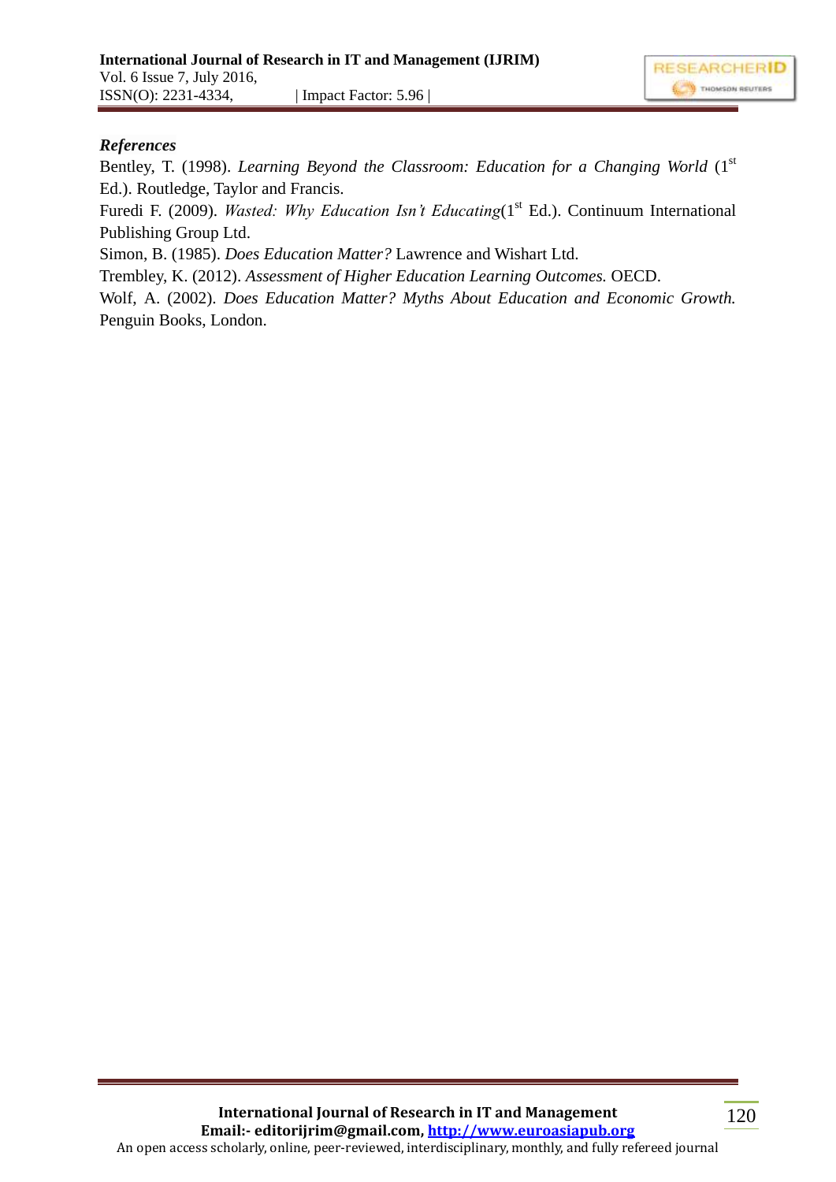### *References*

Bentley, T. (1998). *Learning Beyond the Classroom: Education for a Changing World* (1st Ed.). Routledge, Taylor and Francis.

Furedi F. (2009). *Wasted: Why Education Isn't Educating*(1st Ed.). Continuum International Publishing Group Ltd.

Simon, B. (1985). *Does Education Matter?* Lawrence and Wishart Ltd.

Trembley, K. (2012). *Assessment of Higher Education Learning Outcomes.* OECD.

Wolf, A. (2002). *Does Education Matter? Myths About Education and Economic Growth.* Penguin Books, London.